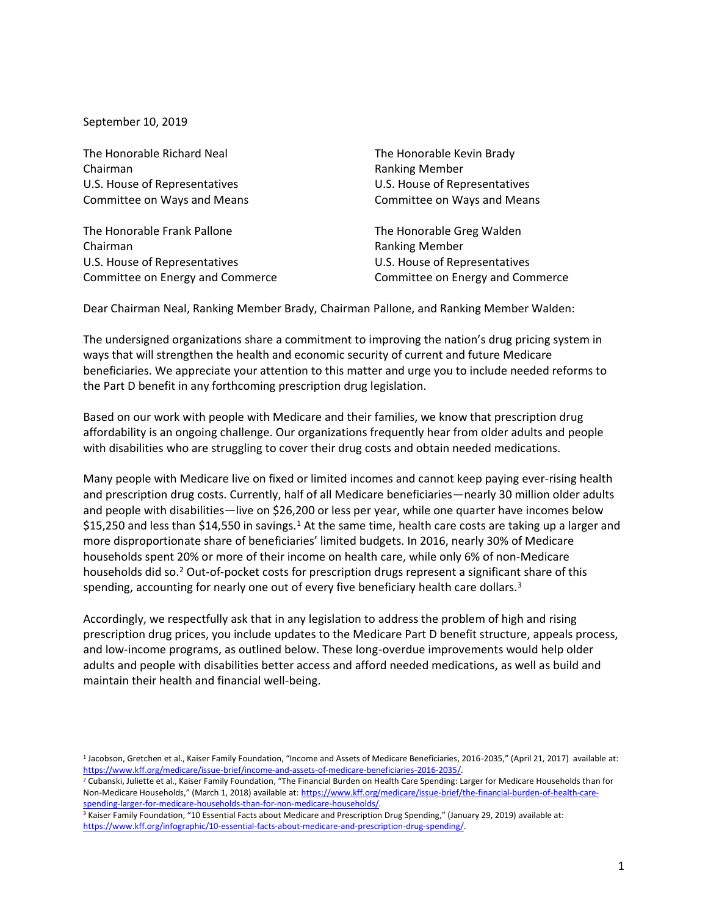September 10, 2019

The Honorable Richard Neal
Chairman
U.S. House of Representatives
Committee on Ways and Means

The Honorable Kevin Brady
Ranking Member
U.S. House of Representatives
Committee on Ways and Means

The Honorable Frank Pallone
Chairman
U.S. House of Representatives
Committee on Energy and Commerce

The Honorable Greg Walden
Ranking Member
U.S. House of Representatives
Committee on Energy and Commerce

Dear Chairman Neal, Ranking Member Brady, Chairman Pallone, and Ranking Member Walden:

The undersigned organizations share a commitment to improving the nation's drug pricing system in ways that will strengthen the health and economic security of current and future Medicare beneficiaries. We appreciate your attention to this matter and urge you to include needed reforms to the Part D benefit in any forthcoming prescription drug legislation.

Based on our work with people with Medicare and their families, we know that prescription drug affordability is an ongoing challenge. Our organizations frequently hear from older adults and people with disabilities who are struggling to cover their drug costs and obtain needed medications.

Many people with Medicare live on fixed or limited incomes and cannot keep paying ever-rising health and prescription drug costs. Currently, half of all Medicare beneficiaries—nearly 30 million older adults and people with disabilities—live on $26,200 or less per year, while one quarter have incomes below $15,250 and less than $14,550 in savings.[1] At the same time, health care costs are taking up a larger and more disproportionate share of beneficiaries' limited budgets. In 2016, nearly 30% of Medicare households spent 20% or more of their income on health care, while only 6% of non-Medicare households did so.[2] Out-of-pocket costs for prescription drugs represent a significant share of this spending, accounting for nearly one out of every five beneficiary health care dollars.[3]

Accordingly, we respectfully ask that in any legislation to address the problem of high and rising prescription drug prices, you include updates to the Medicare Part D benefit structure, appeals process, and low-income programs, as outlined below. These long-overdue improvements would help older adults and people with disabilities better access and afford needed medications, as well as build and maintain their health and financial well-being.

---

[1] Jacobson, Gretchen et al., Kaiser Family Foundation, "Income and Assets of Medicare Beneficiaries, 2016-2035," (April 21, 2017) available at: https://www.kff.org/medicare/issue-brief/income-and-assets-of-medicare-beneficiaries-2016-2035/.

[2] Cubanski, Juliette et al., Kaiser Family Foundation, "The Financial Burden on Health Care Spending: Larger for Medicare Households than for Non-Medicare Households," (March 1, 2018) available at: https://www.kff.org/medicare/issue-brief/the-financial-burden-of-health-care-spending-larger-for-medicare-households-than-for-non-medicare-households/.

[3] Kaiser Family Foundation, "10 Essential Facts about Medicare and Prescription Drug Spending," (January 29, 2019) available at: https://www.kff.org/infographic/10-essential-facts-about-medicare-and-prescription-drug-spending/.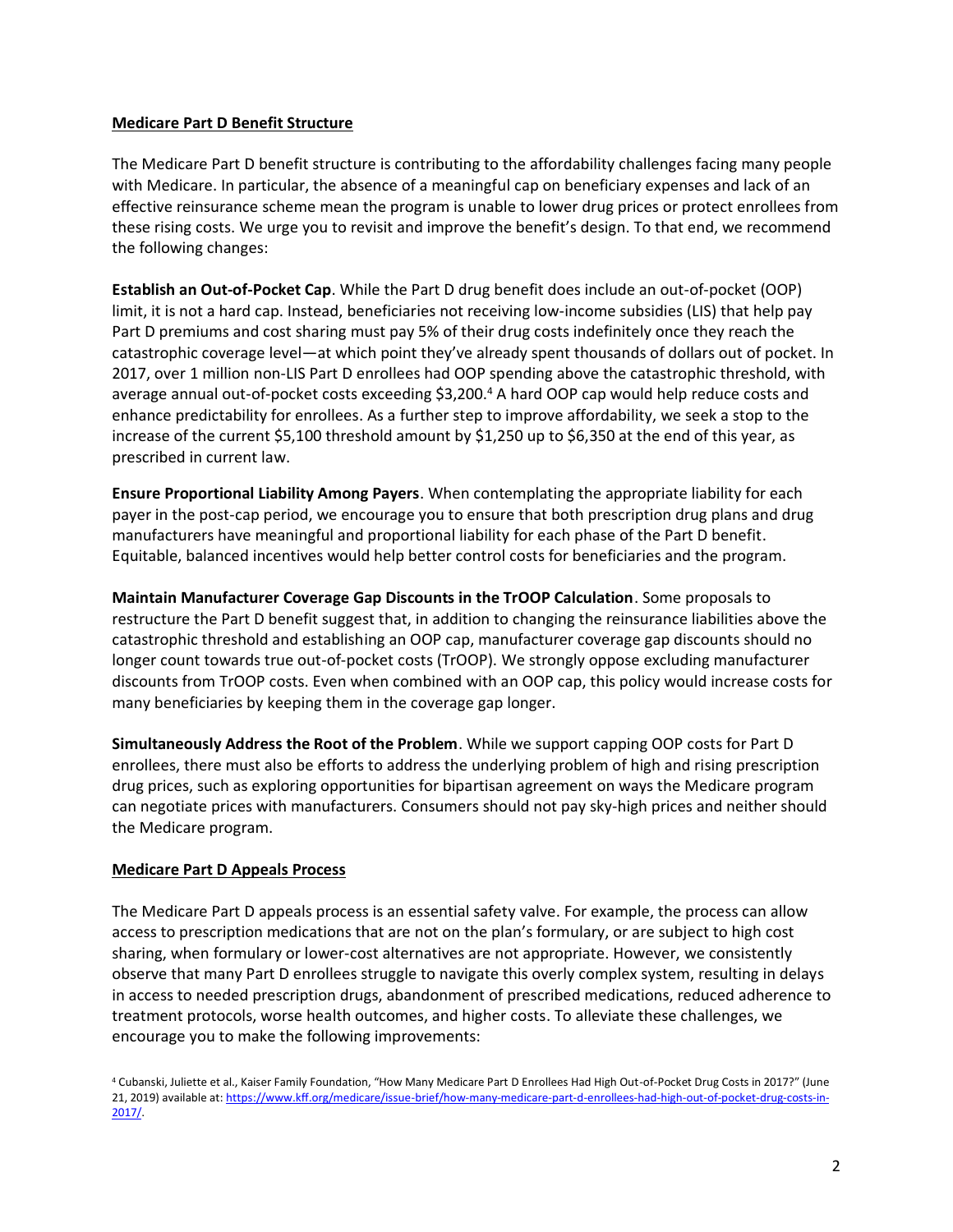## Medicare Part D Benefit Structure

The Medicare Part D benefit structure is contributing to the affordability challenges facing many people with Medicare. In particular, the absence of a meaningful cap on beneficiary expenses and lack of an effective reinsurance scheme mean the program is unable to lower drug prices or protect enrollees from these rising costs. We urge you to revisit and improve the benefit's design. To that end, we recommend the following changes:

**Establish an Out-of-Pocket Cap**. While the Part D drug benefit does include an out-of-pocket (OOP) limit, it is not a hard cap. Instead, beneficiaries not receiving low-income subsidies (LIS) that help pay Part D premiums and cost sharing must pay 5% of their drug costs indefinitely once they reach the catastrophic coverage level—at which point they've already spent thousands of dollars out of pocket. In 2017, over 1 million non-LIS Part D enrollees had OOP spending above the catastrophic threshold, with average annual out-of-pocket costs exceeding $3,200.[4] A hard OOP cap would help reduce costs and enhance predictability for enrollees. As a further step to improve affordability, we seek a stop to the increase of the current $5,100 threshold amount by $1,250 up to $6,350 at the end of this year, as prescribed in current law.

**Ensure Proportional Liability Among Payers**. When contemplating the appropriate liability for each payer in the post-cap period, we encourage you to ensure that both prescription drug plans and drug manufacturers have meaningful and proportional liability for each phase of the Part D benefit. Equitable, balanced incentives would help better control costs for beneficiaries and the program.

**Maintain Manufacturer Coverage Gap Discounts in the TrOOP Calculation**. Some proposals to restructure the Part D benefit suggest that, in addition to changing the reinsurance liabilities above the catastrophic threshold and establishing an OOP cap, manufacturer coverage gap discounts should no longer count towards true out-of-pocket costs (TrOOP). We strongly oppose excluding manufacturer discounts from TrOOP costs. Even when combined with an OOP cap, this policy would increase costs for many beneficiaries by keeping them in the coverage gap longer.

**Simultaneously Address the Root of the Problem**. While we support capping OOP costs for Part D enrollees, there must also be efforts to address the underlying problem of high and rising prescription drug prices, such as exploring opportunities for bipartisan agreement on ways the Medicare program can negotiate prices with manufacturers. Consumers should not pay sky-high prices and neither should the Medicare program.

## Medicare Part D Appeals Process

The Medicare Part D appeals process is an essential safety valve. For example, the process can allow access to prescription medications that are not on the plan's formulary, or are subject to high cost sharing, when formulary or lower-cost alternatives are not appropriate. However, we consistently observe that many Part D enrollees struggle to navigate this overly complex system, resulting in delays in access to needed prescription drugs, abandonment of prescribed medications, reduced adherence to treatment protocols, worse health outcomes, and higher costs. To alleviate these challenges, we encourage you to make the following improvements:

[4] Cubanski, Juliette et al., Kaiser Family Foundation, "How Many Medicare Part D Enrollees Had High Out-of-Pocket Drug Costs in 2017?" (June 21, 2019) available at: https://www.kff.org/medicare/issue-brief/how-many-medicare-part-d-enrollees-had-high-out-of-pocket-drug-costs-in-2017/.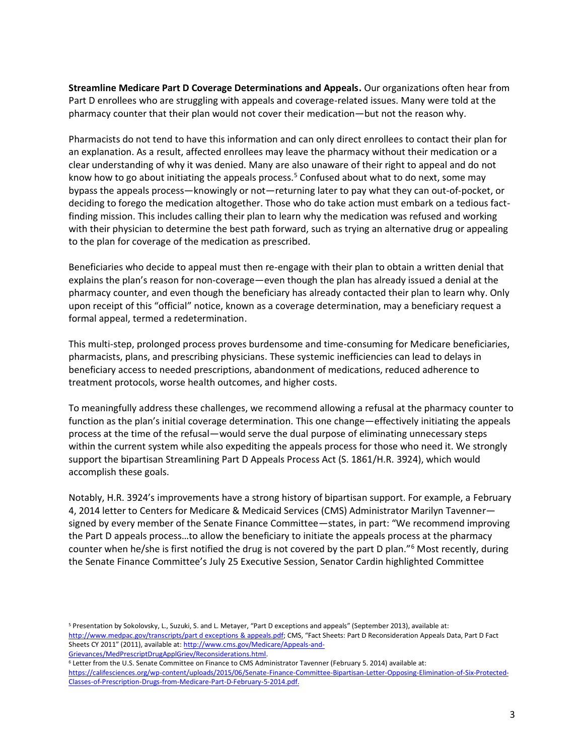**Streamline Medicare Part D Coverage Determinations and Appeals.** Our organizations often hear from Part D enrollees who are struggling with appeals and coverage-related issues. Many were told at the pharmacy counter that their plan would not cover their medication—but not the reason why.

Pharmacists do not tend to have this information and can only direct enrollees to contact their plan for an explanation. As a result, affected enrollees may leave the pharmacy without their medication or a clear understanding of why it was denied. Many are also unaware of their right to appeal and do not know how to go about initiating the appeals process.[5] Confused about what to do next, some may bypass the appeals process—knowingly or not—returning later to pay what they can out-of-pocket, or deciding to forego the medication altogether. Those who do take action must embark on a tedious fact-finding mission. This includes calling their plan to learn why the medication was refused and working with their physician to determine the best path forward, such as trying an alternative drug or appealing to the plan for coverage of the medication as prescribed.

Beneficiaries who decide to appeal must then re-engage with their plan to obtain a written denial that explains the plan's reason for non-coverage—even though the plan has already issued a denial at the pharmacy counter, and even though the beneficiary has already contacted their plan to learn why. Only upon receipt of this "official" notice, known as a coverage determination, may a beneficiary request a formal appeal, termed a redetermination.

This multi-step, prolonged process proves burdensome and time-consuming for Medicare beneficiaries, pharmacists, plans, and prescribing physicians. These systemic inefficiencies can lead to delays in beneficiary access to needed prescriptions, abandonment of medications, reduced adherence to treatment protocols, worse health outcomes, and higher costs.

To meaningfully address these challenges, we recommend allowing a refusal at the pharmacy counter to function as the plan's initial coverage determination. This one change—effectively initiating the appeals process at the time of the refusal—would serve the dual purpose of eliminating unnecessary steps within the current system while also expediting the appeals process for those who need it. We strongly support the bipartisan Streamlining Part D Appeals Process Act (S. 1861/H.R. 3924), which would accomplish these goals.

Notably, H.R. 3924's improvements have a strong history of bipartisan support. For example, a February 4, 2014 letter to Centers for Medicare & Medicaid Services (CMS) Administrator Marilyn Tavenner—signed by every member of the Senate Finance Committee—states, in part: "We recommend improving the Part D appeals process…to allow the beneficiary to initiate the appeals process at the pharmacy counter when he/she is first notified the drug is not covered by the part D plan."[6] Most recently, during the Senate Finance Committee's July 25 Executive Session, Senator Cardin highlighted Committee

---

[5] Presentation by Sokolovsky, L., Suzuki, S. and L. Metayer, "Part D exceptions and appeals" (September 2013), available at: http://www.medpac.gov/transcripts/part d exceptions & appeals.pdf; CMS, "Fact Sheets: Part D Reconsideration Appeals Data, Part D Fact Sheets CY 2011" (2011), available at: http://www.cms.gov/Medicare/Appeals-and-Grievances/MedPrescriptDrugApplGriev/Reconsiderations.html.

[6] Letter from the U.S. Senate Committee on Finance to CMS Administrator Tavenner (February 5. 2014) available at: https://califesciences.org/wp-content/uploads/2015/06/Senate-Finance-Committee-Bipartisan-Letter-Opposing-Elimination-of-Six-Protected-Classes-of-Prescription-Drugs-from-Medicare-Part-D-February-5-2014.pdf.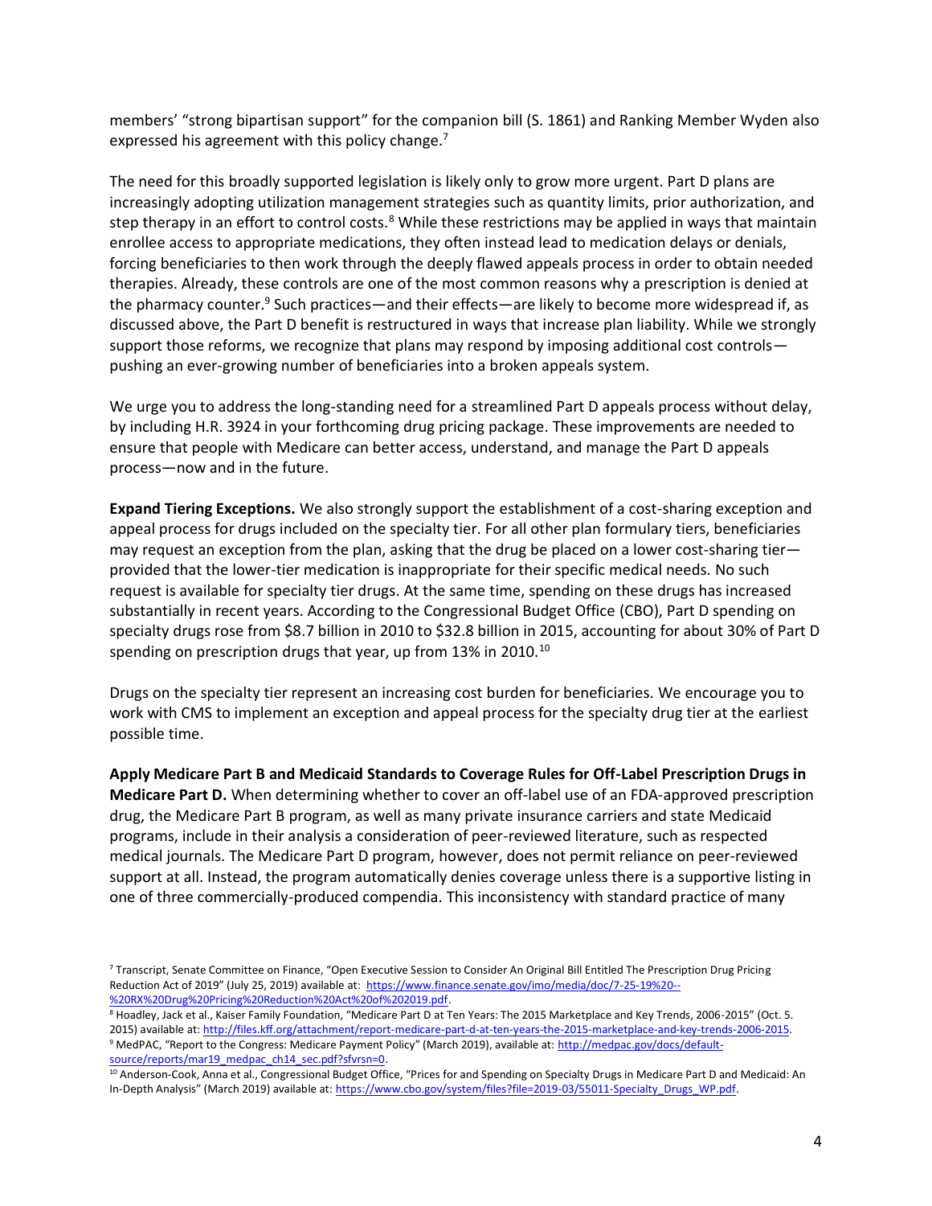members' "strong bipartisan support" for the companion bill (S. 1861) and Ranking Member Wyden also expressed his agreement with this policy change.[7]

The need for this broadly supported legislation is likely only to grow more urgent. Part D plans are increasingly adopting utilization management strategies such as quantity limits, prior authorization, and step therapy in an effort to control costs.[8] While these restrictions may be applied in ways that maintain enrollee access to appropriate medications, they often instead lead to medication delays or denials, forcing beneficiaries to then work through the deeply flawed appeals process in order to obtain needed therapies. Already, these controls are one of the most common reasons why a prescription is denied at the pharmacy counter.[9] Such practices—and their effects—are likely to become more widespread if, as discussed above, the Part D benefit is restructured in ways that increase plan liability. While we strongly support those reforms, we recognize that plans may respond by imposing additional cost controls—pushing an ever-growing number of beneficiaries into a broken appeals system.

We urge you to address the long-standing need for a streamlined Part D appeals process without delay, by including H.R. 3924 in your forthcoming drug pricing package. These improvements are needed to ensure that people with Medicare can better access, understand, and manage the Part D appeals process—now and in the future.

**Expand Tiering Exceptions.** We also strongly support the establishment of a cost-sharing exception and appeal process for drugs included on the specialty tier. For all other plan formulary tiers, beneficiaries may request an exception from the plan, asking that the drug be placed on a lower cost-sharing tier—provided that the lower-tier medication is inappropriate for their specific medical needs. No such request is available for specialty tier drugs. At the same time, spending on these drugs has increased substantially in recent years. According to the Congressional Budget Office (CBO), Part D spending on specialty drugs rose from $8.7 billion in 2010 to $32.8 billion in 2015, accounting for about 30% of Part D spending on prescription drugs that year, up from 13% in 2010.[10]

Drugs on the specialty tier represent an increasing cost burden for beneficiaries. We encourage you to work with CMS to implement an exception and appeal process for the specialty drug tier at the earliest possible time.

**Apply Medicare Part B and Medicaid Standards to Coverage Rules for Off-Label Prescription Drugs in Medicare Part D.** When determining whether to cover an off-label use of an FDA-approved prescription drug, the Medicare Part B program, as well as many private insurance carriers and state Medicaid programs, include in their analysis a consideration of peer-reviewed literature, such as respected medical journals. The Medicare Part D program, however, does not permit reliance on peer-reviewed support at all. Instead, the program automatically denies coverage unless there is a supportive listing in one of three commercially-produced compendia. This inconsistency with standard practice of many

[7] Transcript, Senate Committee on Finance, "Open Executive Session to Consider An Original Bill Entitled The Prescription Drug Pricing Reduction Act of 2019" (July 25, 2019) available at: https://www.finance.senate.gov/imo/media/doc/7-25-19%20--%20RX%20Drug%20Pricing%20Reduction%20Act%20of%202019.pdf.

[8] Hoadley, Jack et al., Kaiser Family Foundation, "Medicare Part D at Ten Years: The 2015 Marketplace and Key Trends, 2006-2015" (Oct. 5. 2015) available at: http://files.kff.org/attachment/report-medicare-part-d-at-ten-years-the-2015-marketplace-and-key-trends-2006-2015.

[9] MedPAC, "Report to the Congress: Medicare Payment Policy" (March 2019), available at: http://medpac.gov/docs/default-source/reports/mar19_medpac_ch14_sec.pdf?sfvrsn=0.

[10] Anderson-Cook, Anna et al., Congressional Budget Office, "Prices for and Spending on Specialty Drugs in Medicare Part D and Medicaid: An In-Depth Analysis" (March 2019) available at: https://www.cbo.gov/system/files?file=2019-03/55011-Specialty_Drugs_WP.pdf.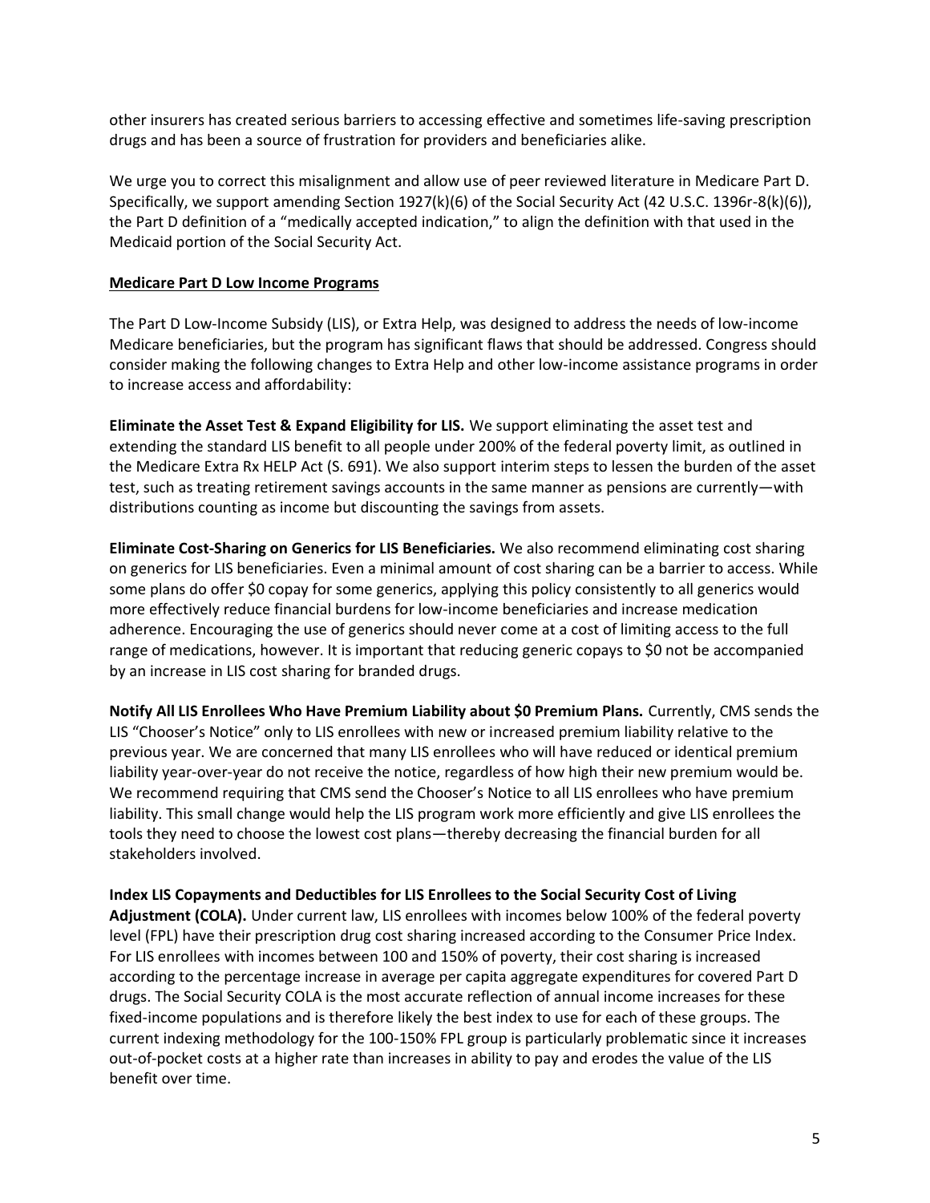other insurers has created serious barriers to accessing effective and sometimes life-saving prescription drugs and has been a source of frustration for providers and beneficiaries alike.

We urge you to correct this misalignment and allow use of peer reviewed literature in Medicare Part D. Specifically, we support amending Section 1927(k)(6) of the Social Security Act (42 U.S.C. 1396r-8(k)(6)), the Part D definition of a "medically accepted indication," to align the definition with that used in the Medicaid portion of the Social Security Act.

## Medicare Part D Low Income Programs

The Part D Low-Income Subsidy (LIS), or Extra Help, was designed to address the needs of low-income Medicare beneficiaries, but the program has significant flaws that should be addressed. Congress should consider making the following changes to Extra Help and other low-income assistance programs in order to increase access and affordability:

**Eliminate the Asset Test & Expand Eligibility for LIS.** We support eliminating the asset test and extending the standard LIS benefit to all people under 200% of the federal poverty limit, as outlined in the Medicare Extra Rx HELP Act (S. 691). We also support interim steps to lessen the burden of the asset test, such as treating retirement savings accounts in the same manner as pensions are currently—with distributions counting as income but discounting the savings from assets.

**Eliminate Cost-Sharing on Generics for LIS Beneficiaries.** We also recommend eliminating cost sharing on generics for LIS beneficiaries. Even a minimal amount of cost sharing can be a barrier to access. While some plans do offer $0 copay for some generics, applying this policy consistently to all generics would more effectively reduce financial burdens for low-income beneficiaries and increase medication adherence. Encouraging the use of generics should never come at a cost of limiting access to the full range of medications, however. It is important that reducing generic copays to $0 not be accompanied by an increase in LIS cost sharing for branded drugs.

**Notify All LIS Enrollees Who Have Premium Liability about $0 Premium Plans.** Currently, CMS sends the LIS "Chooser's Notice" only to LIS enrollees with new or increased premium liability relative to the previous year. We are concerned that many LIS enrollees who will have reduced or identical premium liability year-over-year do not receive the notice, regardless of how high their new premium would be. We recommend requiring that CMS send the Chooser's Notice to all LIS enrollees who have premium liability. This small change would help the LIS program work more efficiently and give LIS enrollees the tools they need to choose the lowest cost plans—thereby decreasing the financial burden for all stakeholders involved.

**Index LIS Copayments and Deductibles for LIS Enrollees to the Social Security Cost of Living Adjustment (COLA).** Under current law, LIS enrollees with incomes below 100% of the federal poverty level (FPL) have their prescription drug cost sharing increased according to the Consumer Price Index. For LIS enrollees with incomes between 100 and 150% of poverty, their cost sharing is increased according to the percentage increase in average per capita aggregate expenditures for covered Part D drugs. The Social Security COLA is the most accurate reflection of annual income increases for these fixed-income populations and is therefore likely the best index to use for each of these groups. The current indexing methodology for the 100-150% FPL group is particularly problematic since it increases out-of-pocket costs at a higher rate than increases in ability to pay and erodes the value of the LIS benefit over time.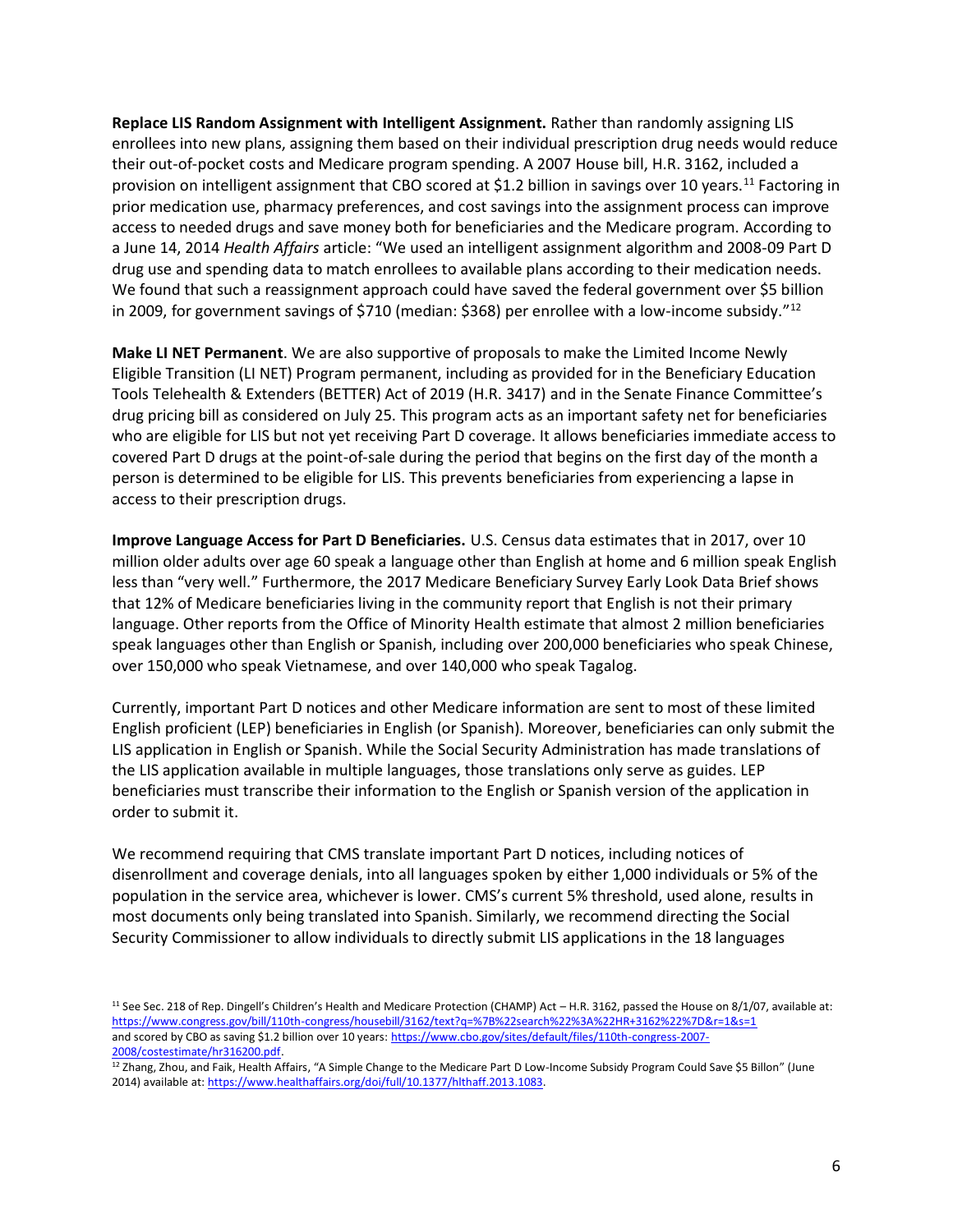**Replace LIS Random Assignment with Intelligent Assignment.** Rather than randomly assigning LIS enrollees into new plans, assigning them based on their individual prescription drug needs would reduce their out-of-pocket costs and Medicare program spending. A 2007 House bill, H.R. 3162, included a provision on intelligent assignment that CBO scored at $1.2 billion in savings over 10 years.[11] Factoring in prior medication use, pharmacy preferences, and cost savings into the assignment process can improve access to needed drugs and save money both for beneficiaries and the Medicare program. According to a June 14, 2014 *Health Affairs* article: "We used an intelligent assignment algorithm and 2008-09 Part D drug use and spending data to match enrollees to available plans according to their medication needs. We found that such a reassignment approach could have saved the federal government over $5 billion in 2009, for government savings of $710 (median: $368) per enrollee with a low-income subsidy."[12]

**Make LI NET Permanent**. We are also supportive of proposals to make the Limited Income Newly Eligible Transition (LI NET) Program permanent, including as provided for in the Beneficiary Education Tools Telehealth & Extenders (BETTER) Act of 2019 (H.R. 3417) and in the Senate Finance Committee's drug pricing bill as considered on July 25. This program acts as an important safety net for beneficiaries who are eligible for LIS but not yet receiving Part D coverage. It allows beneficiaries immediate access to covered Part D drugs at the point-of-sale during the period that begins on the first day of the month a person is determined to be eligible for LIS. This prevents beneficiaries from experiencing a lapse in access to their prescription drugs.

**Improve Language Access for Part D Beneficiaries.** U.S. Census data estimates that in 2017, over 10 million older adults over age 60 speak a language other than English at home and 6 million speak English less than "very well." Furthermore, the 2017 Medicare Beneficiary Survey Early Look Data Brief shows that 12% of Medicare beneficiaries living in the community report that English is not their primary language. Other reports from the Office of Minority Health estimate that almost 2 million beneficiaries speak languages other than English or Spanish, including over 200,000 beneficiaries who speak Chinese, over 150,000 who speak Vietnamese, and over 140,000 who speak Tagalog.

Currently, important Part D notices and other Medicare information are sent to most of these limited English proficient (LEP) beneficiaries in English (or Spanish). Moreover, beneficiaries can only submit the LIS application in English or Spanish. While the Social Security Administration has made translations of the LIS application available in multiple languages, those translations only serve as guides. LEP beneficiaries must transcribe their information to the English or Spanish version of the application in order to submit it.

We recommend requiring that CMS translate important Part D notices, including notices of disenrollment and coverage denials, into all languages spoken by either 1,000 individuals or 5% of the population in the service area, whichever is lower. CMS's current 5% threshold, used alone, results in most documents only being translated into Spanish. Similarly, we recommend directing the Social Security Commissioner to allow individuals to directly submit LIS applications in the 18 languages

---

[11] See Sec. 218 of Rep. Dingell's Children's Health and Medicare Protection (CHAMP) Act – H.R. 3162, passed the House on 8/1/07, available at: https://www.congress.gov/bill/110th-congress/housebill/3162/text?q=%7B%22search%22%3A%22HR+3162%22%7D&r=1&s=1 and scored by CBO as saving $1.2 billion over 10 years: https://www.cbo.gov/sites/default/files/110th-congress-2007-2008/costestimate/hr316200.pdf.

[12] Zhang, Zhou, and Faik, Health Affairs, "A Simple Change to the Medicare Part D Low-Income Subsidy Program Could Save $5 Billon" (June 2014) available at: https://www.healthaffairs.org/doi/full/10.1377/hlthaff.2013.1083.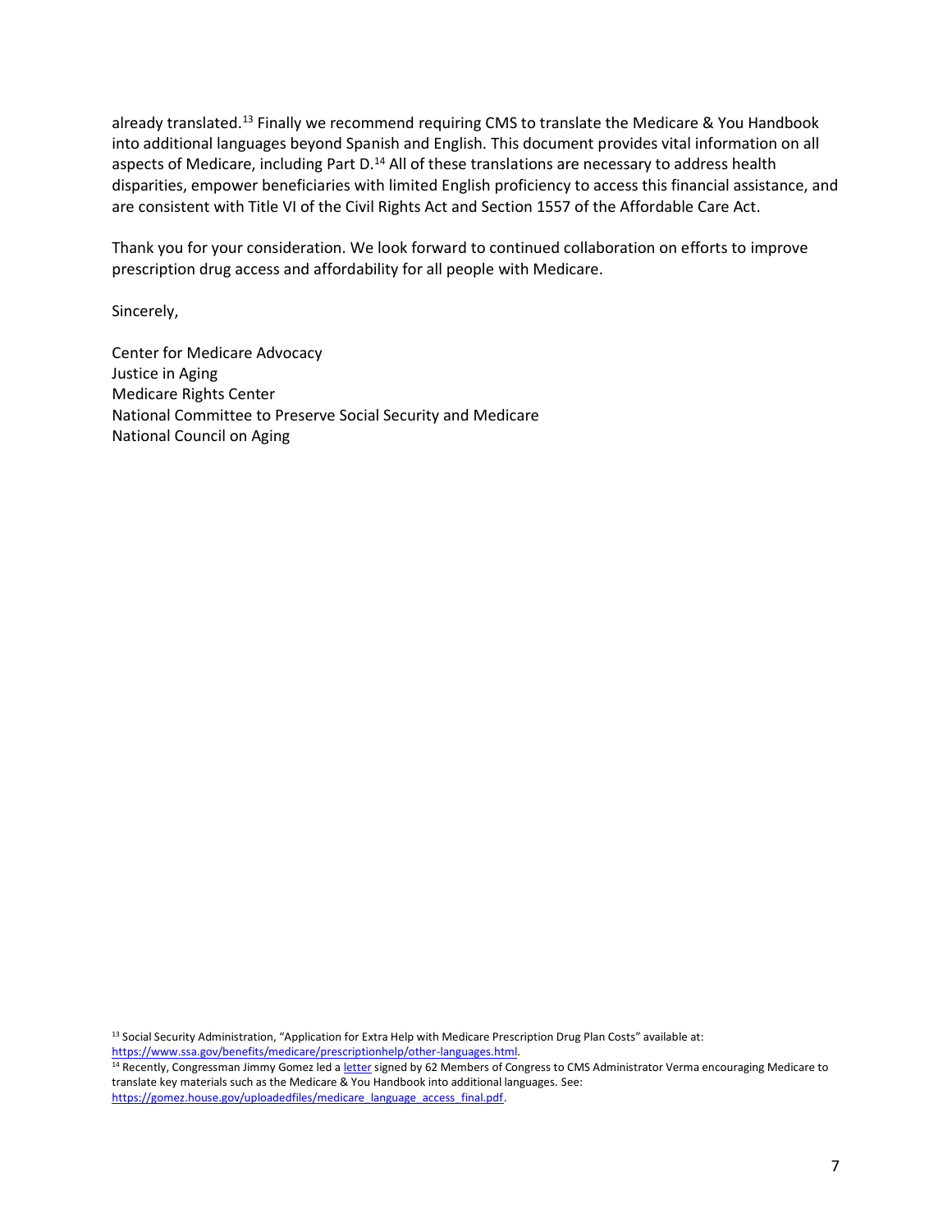already translated.[13] Finally we recommend requiring CMS to translate the Medicare & You Handbook into additional languages beyond Spanish and English. This document provides vital information on all aspects of Medicare, including Part D.[14] All of these translations are necessary to address health disparities, empower beneficiaries with limited English proficiency to access this financial assistance, and are consistent with Title VI of the Civil Rights Act and Section 1557 of the Affordable Care Act.

Thank you for your consideration. We look forward to continued collaboration on efforts to improve prescription drug access and affordability for all people with Medicare.

Sincerely,

Center for Medicare Advocacy
Justice in Aging
Medicare Rights Center
National Committee to Preserve Social Security and Medicare
National Council on Aging

[13] Social Security Administration, "Application for Extra Help with Medicare Prescription Drug Plan Costs" available at: https://www.ssa.gov/benefits/medicare/prescriptionhelp/other-languages.html.

[14] Recently, Congressman Jimmy Gomez led a letter signed by 62 Members of Congress to CMS Administrator Verma encouraging Medicare to translate key materials such as the Medicare & You Handbook into additional languages. See: https://gomez.house.gov/uploadedfiles/medicare_language_access_final.pdf.